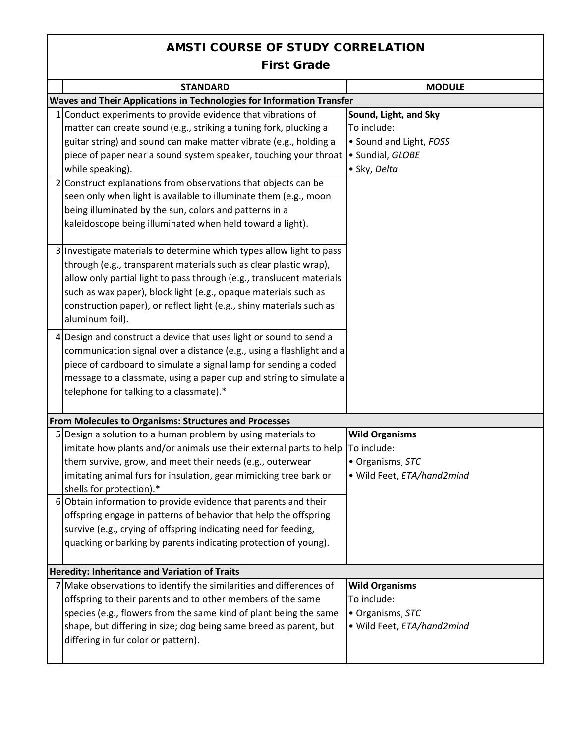# AMSTI COURSE OF STUDY CORRELATION

## First Grade

| | STANDARD | MODULE |
|---|---|---|
| **Waves and Their Applications in Technologies for Information Transfer** | | |
| 1 | Conduct experiments to provide evidence that vibrations of matter can create sound (e.g., striking a tuning fork, plucking a guitar string) and sound can make matter vibrate (e.g., holding a piece of paper near a sound system speaker, touching your throat while speaking). | **Sound, Light, and Sky**<br>To include:<br>• Sound and Light, *FOSS*<br>• Sundial, *GLOBE*<br>• Sky, *Delta* |
| 2 | Construct explanations from observations that objects can be seen only when light is available to illuminate them (e.g., moon being illuminated by the sun, colors and patterns in a kaleidoscope being illuminated when held toward a light). | |
| 3 | Investigate materials to determine which types allow light to pass through (e.g., transparent materials such as clear plastic wrap), allow only partial light to pass through (e.g., translucent materials such as wax paper), block light (e.g., opaque materials such as construction paper), or reflect light (e.g., shiny materials such as aluminum foil). | |
| 4 | Design and construct a device that uses light or sound to send a communication signal over a distance (e.g., using a flashlight and a piece of cardboard to simulate a signal lamp for sending a coded message to a classmate, using a paper cup and string to simulate a telephone for talking to a classmate).* | |
| **From Molecules to Organisms: Structures and Processes** | | |
| 5 | Design a solution to a human problem by using materials to imitate how plants and/or animals use their external parts to help them survive, grow, and meet their needs (e.g., outerwear imitating animal furs for insulation, gear mimicking tree bark or shells for protection).* | **Wild Organisms**<br>To include:<br>• Organisms, *STC*<br>• Wild Feet, *ETA/hand2mind* |
| 6 | Obtain information to provide evidence that parents and their offspring engage in patterns of behavior that help the offspring survive (e.g., crying of offspring indicating need for feeding, quacking or barking by parents indicating protection of young). | |
| **Heredity: Inheritance and Variation of Traits** | | |
| 7 | Make observations to identify the similarities and differences of offspring to their parents and to other members of the same species (e.g., flowers from the same kind of plant being the same shape, but differing in size; dog being same breed as parent, but differing in fur color or pattern). | **Wild Organisms**<br>To include:<br>• Organisms, *STC*<br>• Wild Feet, *ETA/hand2mind* |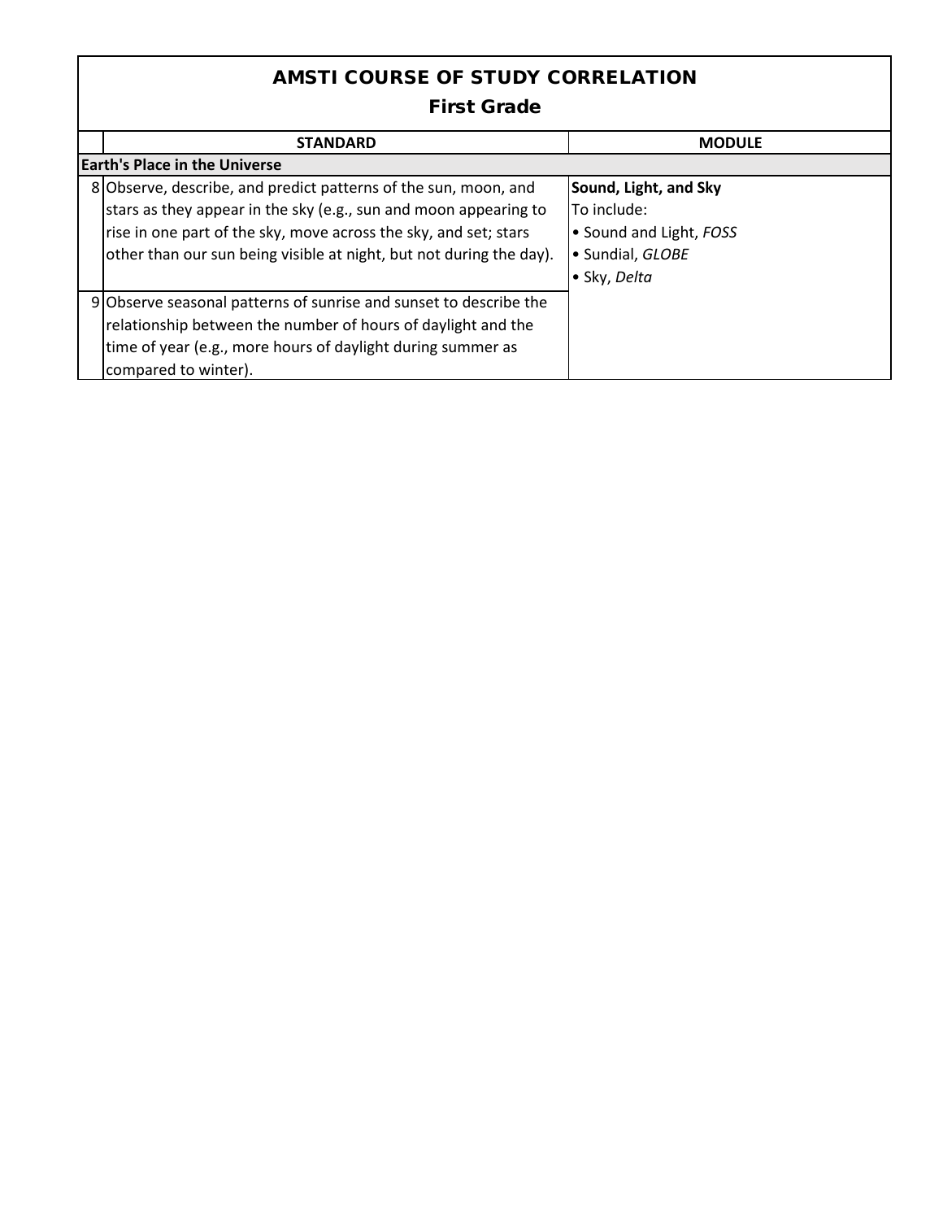# AMSTI COURSE OF STUDY CORRELATION

## First Grade

| | STANDARD | MODULE |
|---|---|---|
| **Earth's Place in the Universe** | | |
| 8 | Observe, describe, and predict patterns of the sun, moon, and stars as they appear in the sky (e.g., sun and moon appearing to rise in one part of the sky, move across the sky, and set; stars other than our sun being visible at night, but not during the day). | **Sound, Light, and Sky**<br>To include:<br>• Sound and Light, *FOSS*<br>• Sundial, *GLOBE*<br>• Sky, *Delta* |
| 9 | Observe seasonal patterns of sunrise and sunset to describe the relationship between the number of hours of daylight and the time of year (e.g., more hours of daylight during summer as compared to winter). | |